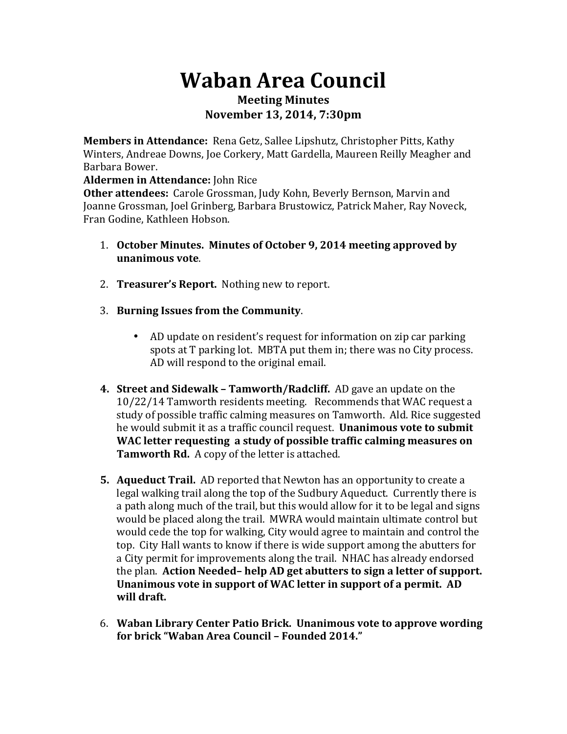# Waban Area Council

**Meeting Minutes**
**November 13, 2014, 7:30pm**

**Members in Attendance:** Rena Getz, Sallee Lipshutz, Christopher Pitts, Kathy Winters, Andreae Downs, Joe Corkery, Matt Gardella, Maureen Reilly Meagher and Barbara Bower.
**Aldermen in Attendance:** John Rice
**Other attendees:** Carole Grossman, Judy Kohn, Beverly Bernson, Marvin and Joanne Grossman, Joel Grinberg, Barbara Brustowicz, Patrick Maher, Ray Noveck, Fran Godine, Kathleen Hobson.

1. **October Minutes. Minutes of October 9, 2014 meeting approved by unanimous vote**.

2. **Treasurer's Report.** Nothing new to report.

3. **Burning Issues from the Community**.

    - AD update on resident's request for information on zip car parking spots at T parking lot. MBTA put them in; there was no City process. AD will respond to the original email.

4. **Street and Sidewalk – Tamworth/Radcliff.** AD gave an update on the 10/22/14 Tamworth residents meeting. Recommends that WAC request a study of possible traffic calming measures on Tamworth. Ald. Rice suggested he would submit it as a traffic council request. **Unanimous vote to submit WAC letter requesting a study of possible traffic calming measures on Tamworth Rd.** A copy of the letter is attached.

5. **Aqueduct Trail.** AD reported that Newton has an opportunity to create a legal walking trail along the top of the Sudbury Aqueduct. Currently there is a path along much of the trail, but this would allow for it to be legal and signs would be placed along the trail. MWRA would maintain ultimate control but would cede the top for walking, City would agree to maintain and control the top. City Hall wants to know if there is wide support among the abutters for a City permit for improvements along the trail. NHAC has already endorsed the plan. **Action Needed– help AD get abutters to sign a letter of support. Unanimous vote in support of WAC letter in support of a permit. AD will draft.**

6. **Waban Library Center Patio Brick. Unanimous vote to approve wording for brick "Waban Area Council – Founded 2014."**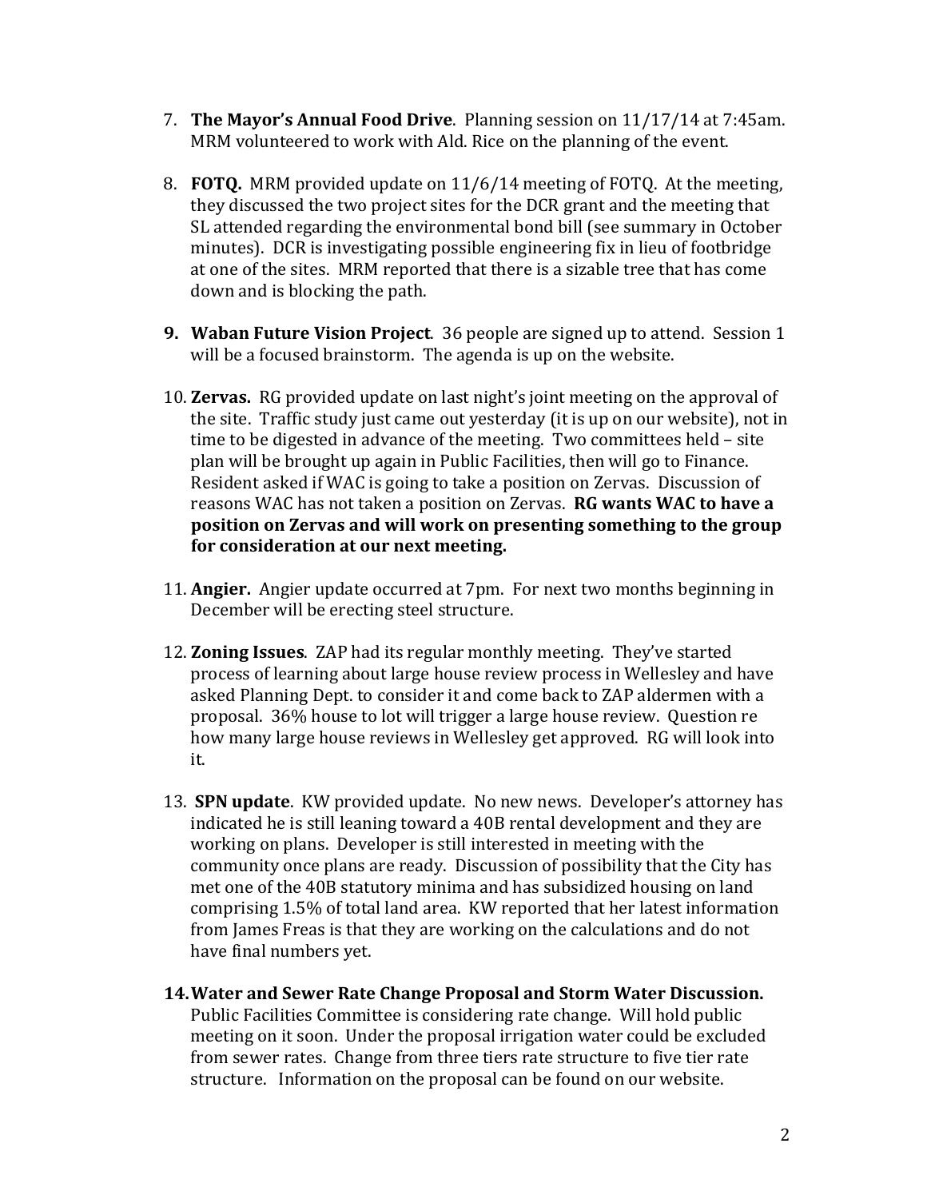7. **The Mayor's Annual Food Drive**. Planning session on 11/17/14 at 7:45am. MRM volunteered to work with Ald. Rice on the planning of the event.

8. **FOTQ.** MRM provided update on 11/6/14 meeting of FOTQ. At the meeting, they discussed the two project sites for the DCR grant and the meeting that SL attended regarding the environmental bond bill (see summary in October minutes). DCR is investigating possible engineering fix in lieu of footbridge at one of the sites. MRM reported that there is a sizable tree that has come down and is blocking the path.

9. **Waban Future Vision Project**. 36 people are signed up to attend. Session 1 will be a focused brainstorm. The agenda is up on the website.

10. **Zervas.** RG provided update on last night's joint meeting on the approval of the site. Traffic study just came out yesterday (it is up on our website), not in time to be digested in advance of the meeting. Two committees held – site plan will be brought up again in Public Facilities, then will go to Finance. Resident asked if WAC is going to take a position on Zervas. Discussion of reasons WAC has not taken a position on Zervas. **RG wants WAC to have a position on Zervas and will work on presenting something to the group for consideration at our next meeting.**

11. **Angier.** Angier update occurred at 7pm. For next two months beginning in December will be erecting steel structure.

12. **Zoning Issues**. ZAP had its regular monthly meeting. They've started process of learning about large house review process in Wellesley and have asked Planning Dept. to consider it and come back to ZAP aldermen with a proposal. 36% house to lot will trigger a large house review. Question re how many large house reviews in Wellesley get approved. RG will look into it.

13. **SPN update**. KW provided update. No new news. Developer's attorney has indicated he is still leaning toward a 40B rental development and they are working on plans. Developer is still interested in meeting with the community once plans are ready. Discussion of possibility that the City has met one of the 40B statutory minima and has subsidized housing on land comprising 1.5% of total land area. KW reported that her latest information from James Freas is that they are working on the calculations and do not have final numbers yet.

14. **Water and Sewer Rate Change Proposal and Storm Water Discussion.** Public Facilities Committee is considering rate change. Will hold public meeting on it soon. Under the proposal irrigation water could be excluded from sewer rates. Change from three tiers rate structure to five tier rate structure. Information on the proposal can be found on our website.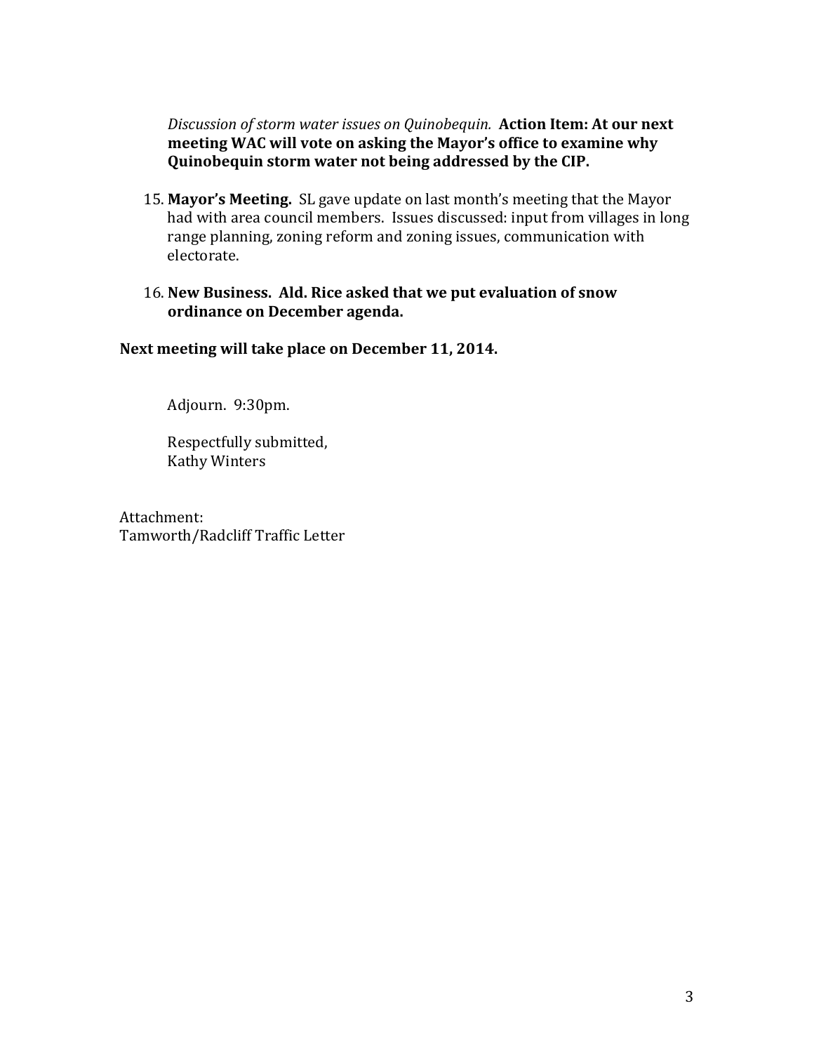*Discussion of storm water issues on Quinobequin.* **Action Item: At our next meeting WAC will vote on asking the Mayor's office to examine why Quinobequin storm water not being addressed by the CIP.**

15. **Mayor's Meeting.** SL gave update on last month's meeting that the Mayor had with area council members. Issues discussed: input from villages in long range planning, zoning reform and zoning issues, communication with electorate.

16. **New Business. Ald. Rice asked that we put evaluation of snow ordinance on December agenda.**

**Next meeting will take place on December 11, 2014.**

Adjourn. 9:30pm.

Respectfully submitted,
Kathy Winters

Attachment:
Tamworth/Radcliff Traffic Letter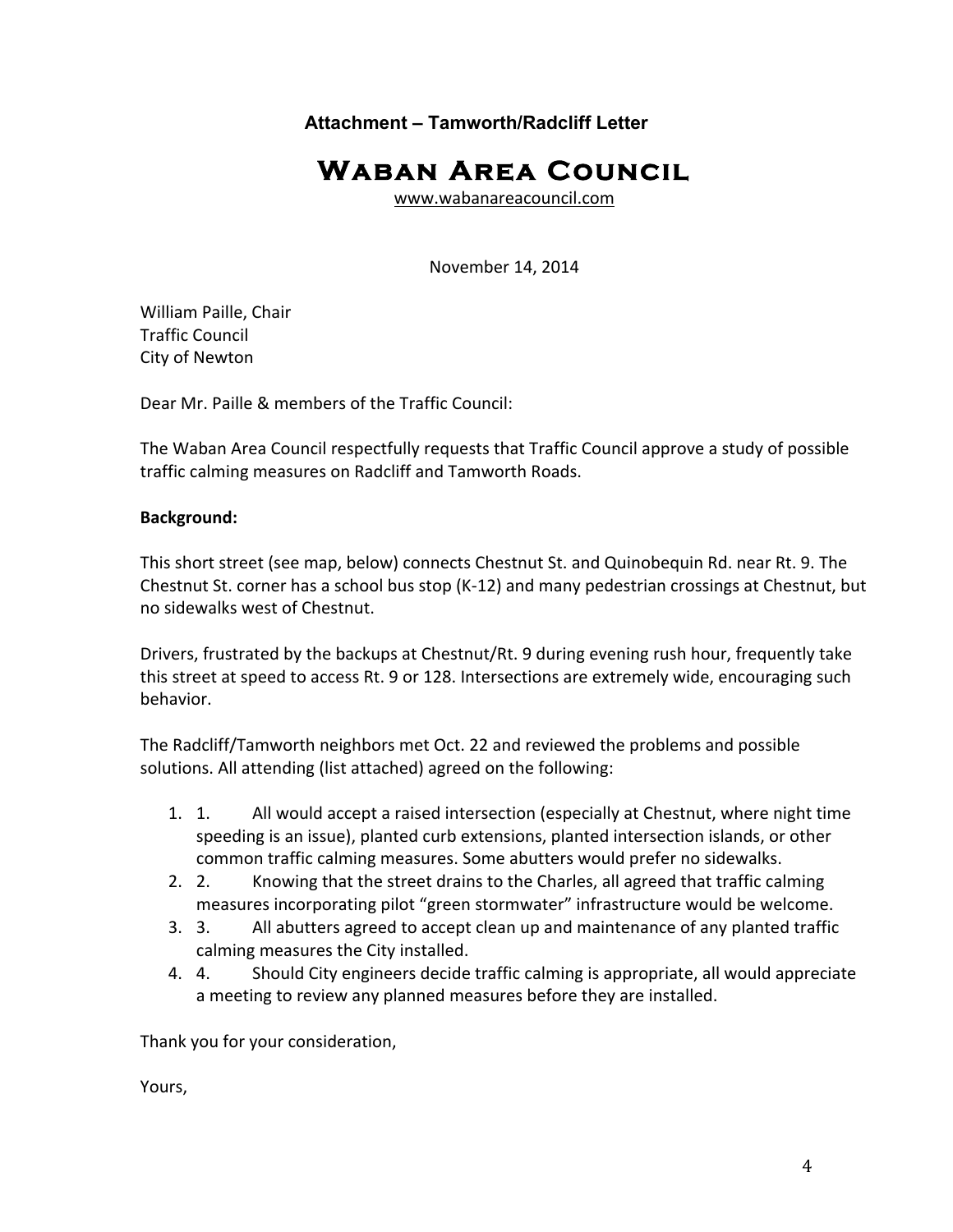**Attachment – Tamworth/Radcliff Letter**

# Waban Area Council

www.wabanareacouncil.com

November 14, 2014

William Paille, Chair
Traffic Council
City of Newton

Dear Mr. Paille & members of the Traffic Council:

The Waban Area Council respectfully requests that Traffic Council approve a study of possible traffic calming measures on Radcliff and Tamworth Roads.

**Background:**

This short street (see map, below) connects Chestnut St. and Quinobequin Rd. near Rt. 9. The Chestnut St. corner has a school bus stop (K-12) and many pedestrian crossings at Chestnut, but no sidewalks west of Chestnut.

Drivers, frustrated by the backups at Chestnut/Rt. 9 during evening rush hour, frequently take this street at speed to access Rt. 9 or 128. Intersections are extremely wide, encouraging such behavior.

The Radcliff/Tamworth neighbors met Oct. 22 and reviewed the problems and possible solutions. All attending (list attached) agreed on the following:

1. 1. All would accept a raised intersection (especially at Chestnut, where night time speeding is an issue), planted curb extensions, planted intersection islands, or other common traffic calming measures. Some abutters would prefer no sidewalks.
2. 2. Knowing that the street drains to the Charles, all agreed that traffic calming measures incorporating pilot "green stormwater" infrastructure would be welcome.
3. 3. All abutters agreed to accept clean up and maintenance of any planted traffic calming measures the City installed.
4. 4. Should City engineers decide traffic calming is appropriate, all would appreciate a meeting to review any planned measures before they are installed.

Thank you for your consideration,

Yours,